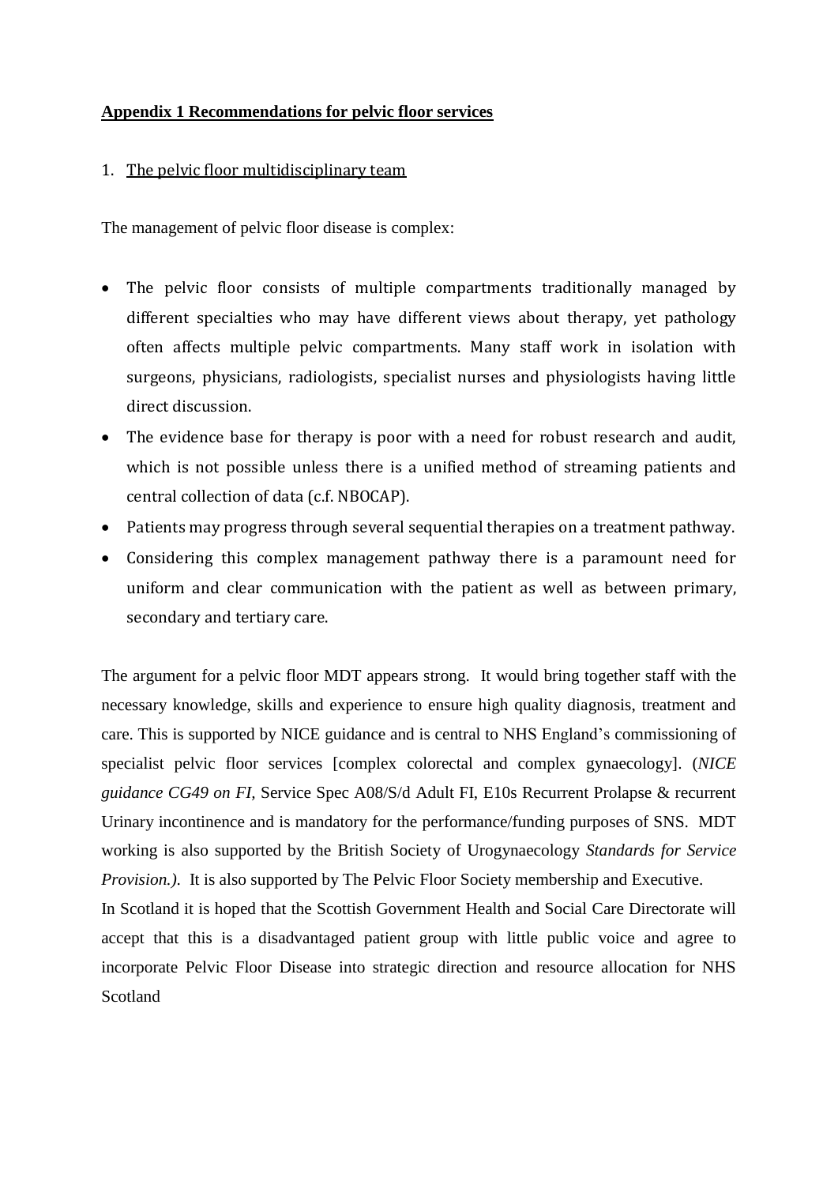## Appendix 1 Recommendations for pelvic floor services

### 1. The pelvic floor multidisciplinary team

The management of pelvic floor disease is complex:

- The pelvic floor consists of multiple compartments traditionally managed by different specialties who may have different views about therapy, yet pathology often affects multiple pelvic compartments. Many staff work in isolation with surgeons, physicians, radiologists, specialist nurses and physiologists having little direct discussion.
- The evidence base for therapy is poor with a need for robust research and audit, which is not possible unless there is a unified method of streaming patients and central collection of data (c.f. NBOCAP).
- Patients may progress through several sequential therapies on a treatment pathway.
- Considering this complex management pathway there is a paramount need for uniform and clear communication with the patient as well as between primary, secondary and tertiary care.

The argument for a pelvic floor MDT appears strong. It would bring together staff with the necessary knowledge, skills and experience to ensure high quality diagnosis, treatment and care. This is supported by NICE guidance and is central to NHS England's commissioning of specialist pelvic floor services [complex colorectal and complex gynaecology]. (*NICE guidance CG49 on FI,* Service Spec A08/S/d Adult FI, E10s Recurrent Prolapse & recurrent Urinary incontinence and is mandatory for the performance/funding purposes of SNS. MDT working is also supported by the British Society of Urogynaecology *Standards for Service Provision.)*. It is also supported by The Pelvic Floor Society membership and Executive.

In Scotland it is hoped that the Scottish Government Health and Social Care Directorate will accept that this is a disadvantaged patient group with little public voice and agree to incorporate Pelvic Floor Disease into strategic direction and resource allocation for NHS Scotland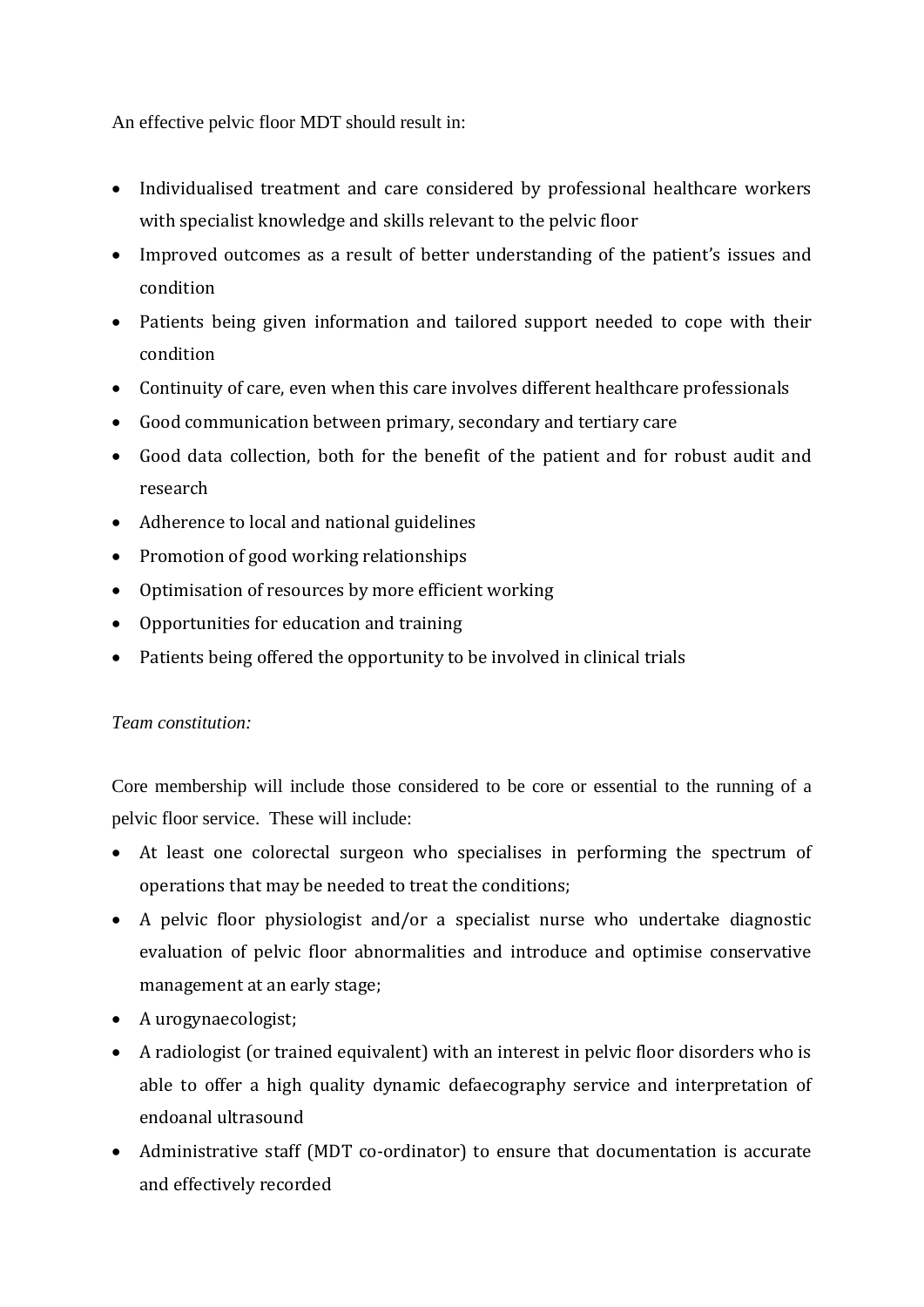An effective pelvic floor MDT should result in:

- Individualised treatment and care considered by professional healthcare workers with specialist knowledge and skills relevant to the pelvic floor
- Improved outcomes as a result of better understanding of the patient's issues and condition
- Patients being given information and tailored support needed to cope with their condition
- Continuity of care, even when this care involves different healthcare professionals
- Good communication between primary, secondary and tertiary care
- Good data collection, both for the benefit of the patient and for robust audit and research
- Adherence to local and national guidelines
- Promotion of good working relationships
- Optimisation of resources by more efficient working
- Opportunities for education and training
- Patients being offered the opportunity to be involved in clinical trials

*Team constitution:*

Core membership will include those considered to be core or essential to the running of a pelvic floor service. These will include:

- At least one colorectal surgeon who specialises in performing the spectrum of operations that may be needed to treat the conditions;
- A pelvic floor physiologist and/or a specialist nurse who undertake diagnostic evaluation of pelvic floor abnormalities and introduce and optimise conservative management at an early stage;
- A urogynaecologist;
- A radiologist (or trained equivalent) with an interest in pelvic floor disorders who is able to offer a high quality dynamic defaecography service and interpretation of endoanal ultrasound
- Administrative staff (MDT co-ordinator) to ensure that documentation is accurate and effectively recorded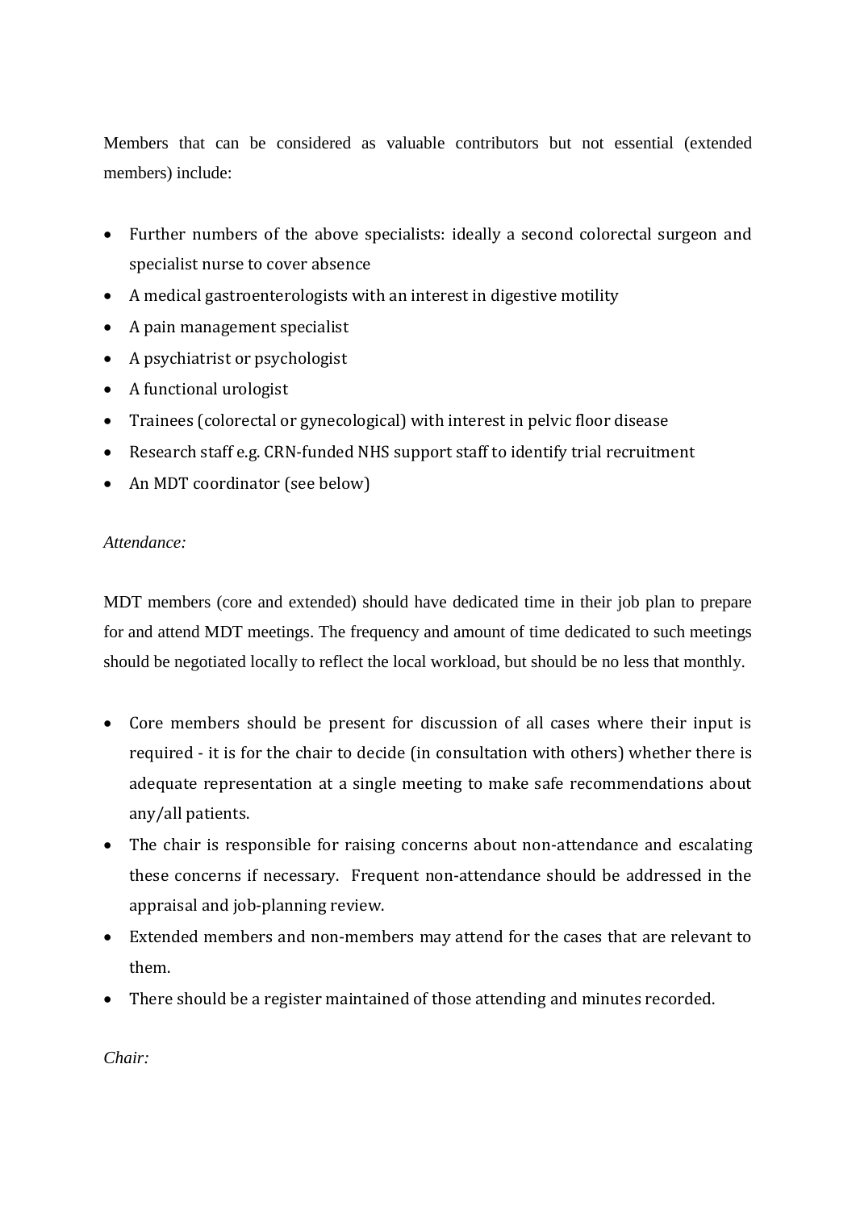Members that can be considered as valuable contributors but not essential (extended members) include:

- Further numbers of the above specialists: ideally a second colorectal surgeon and specialist nurse to cover absence
- A medical gastroenterologists with an interest in digestive motility
- A pain management specialist
- A psychiatrist or psychologist
- A functional urologist
- Trainees (colorectal or gynecological) with interest in pelvic floor disease
- Research staff e.g. CRN-funded NHS support staff to identify trial recruitment
- An MDT coordinator (see below)

*Attendance:*

MDT members (core and extended) should have dedicated time in their job plan to prepare for and attend MDT meetings. The frequency and amount of time dedicated to such meetings should be negotiated locally to reflect the local workload, but should be no less that monthly.

- Core members should be present for discussion of all cases where their input is required - it is for the chair to decide (in consultation with others) whether there is adequate representation at a single meeting to make safe recommendations about any/all patients.
- The chair is responsible for raising concerns about non-attendance and escalating these concerns if necessary. Frequent non-attendance should be addressed in the appraisal and job-planning review.
- Extended members and non-members may attend for the cases that are relevant to them.
- There should be a register maintained of those attending and minutes recorded.

*Chair:*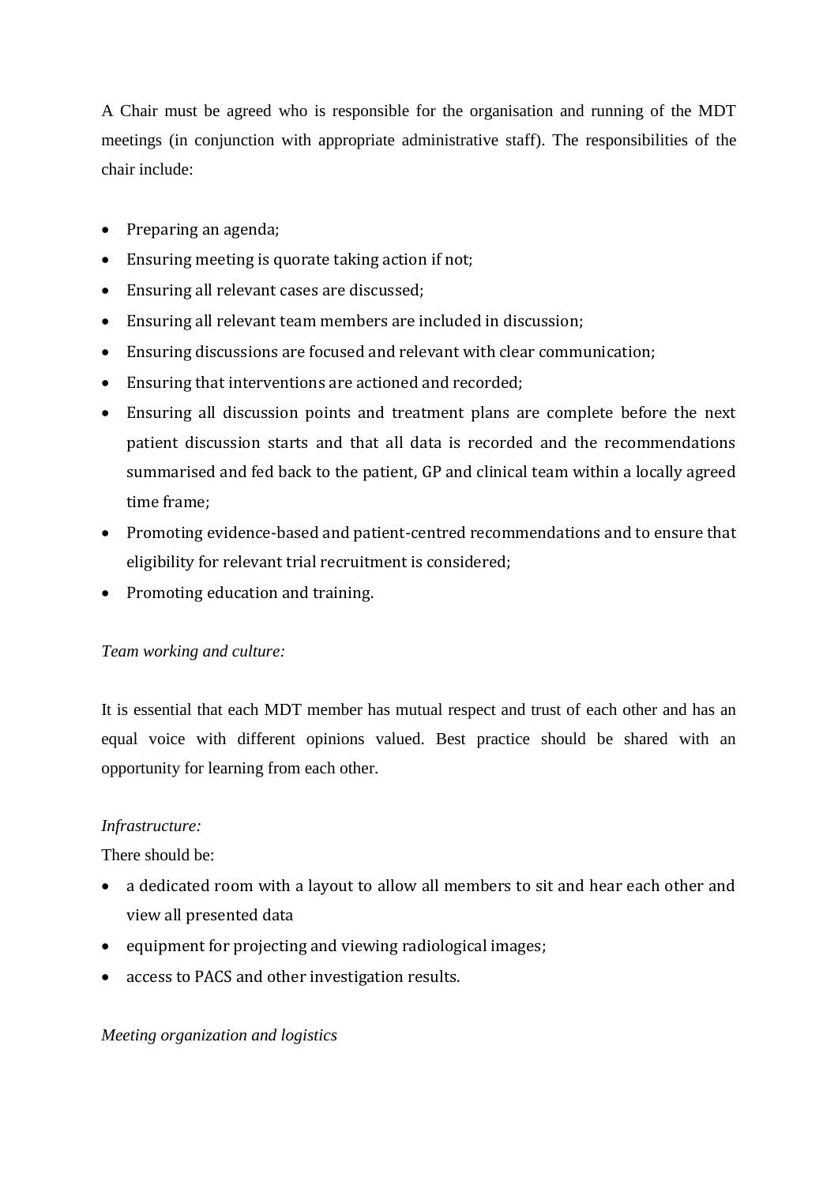A Chair must be agreed who is responsible for the organisation and running of the MDT meetings (in conjunction with appropriate administrative staff). The responsibilities of the chair include:

- Preparing an agenda;
- Ensuring meeting is quorate taking action if not;
- Ensuring all relevant cases are discussed;
- Ensuring all relevant team members are included in discussion;
- Ensuring discussions are focused and relevant with clear communication;
- Ensuring that interventions are actioned and recorded;
- Ensuring all discussion points and treatment plans are complete before the next patient discussion starts and that all data is recorded and the recommendations summarised and fed back to the patient, GP and clinical team within a locally agreed time frame;
- Promoting evidence-based and patient-centred recommendations and to ensure that eligibility for relevant trial recruitment is considered;
- Promoting education and training.

*Team working and culture:*

It is essential that each MDT member has mutual respect and trust of each other and has an equal voice with different opinions valued. Best practice should be shared with an opportunity for learning from each other.

*Infrastructure:*

There should be:

- a dedicated room with a layout to allow all members to sit and hear each other and view all presented data
- equipment for projecting and viewing radiological images;
- access to PACS and other investigation results.

*Meeting organization and logistics*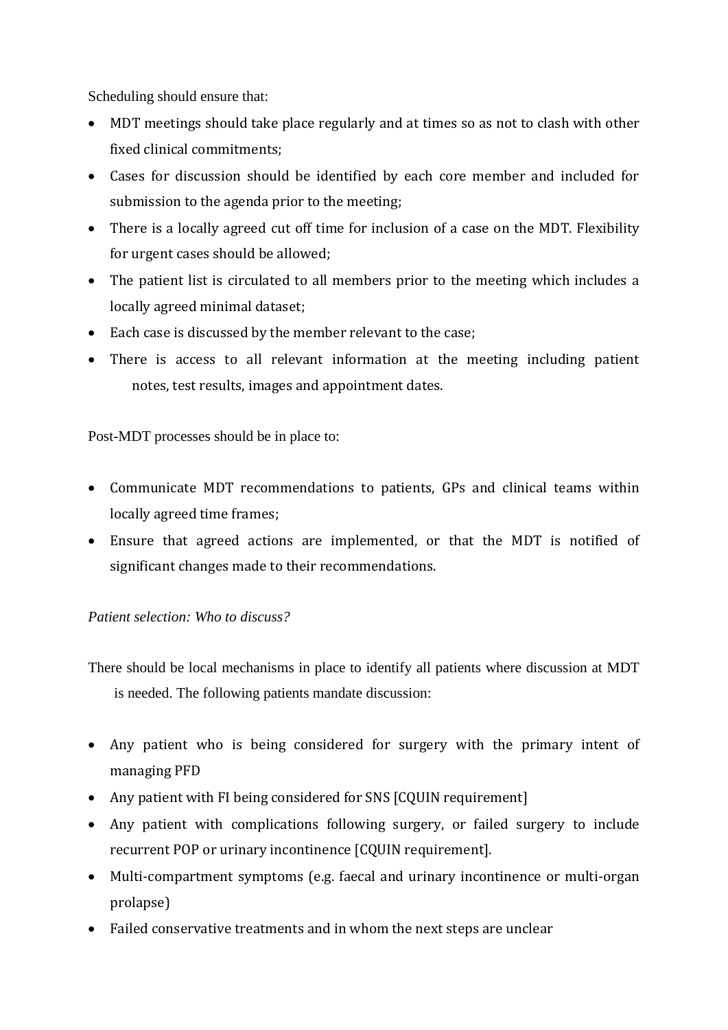Scheduling should ensure that:

- MDT meetings should take place regularly and at times so as not to clash with other fixed clinical commitments;
- Cases for discussion should be identified by each core member and included for submission to the agenda prior to the meeting;
- There is a locally agreed cut off time for inclusion of a case on the MDT. Flexibility for urgent cases should be allowed;
- The patient list is circulated to all members prior to the meeting which includes a locally agreed minimal dataset;
- Each case is discussed by the member relevant to the case;
- There is access to all relevant information at the meeting including patient notes, test results, images and appointment dates.

Post-MDT processes should be in place to:

- Communicate MDT recommendations to patients, GPs and clinical teams within locally agreed time frames;
- Ensure that agreed actions are implemented, or that the MDT is notified of significant changes made to their recommendations.

*Patient selection: Who to discuss?*

There should be local mechanisms in place to identify all patients where discussion at MDT is needed. The following patients mandate discussion:

- Any patient who is being considered for surgery with the primary intent of managing PFD
- Any patient with FI being considered for SNS [CQUIN requirement]
- Any patient with complications following surgery, or failed surgery to include recurrent POP or urinary incontinence [CQUIN requirement].
- Multi-compartment symptoms (e.g. faecal and urinary incontinence or multi-organ prolapse)
- Failed conservative treatments and in whom the next steps are unclear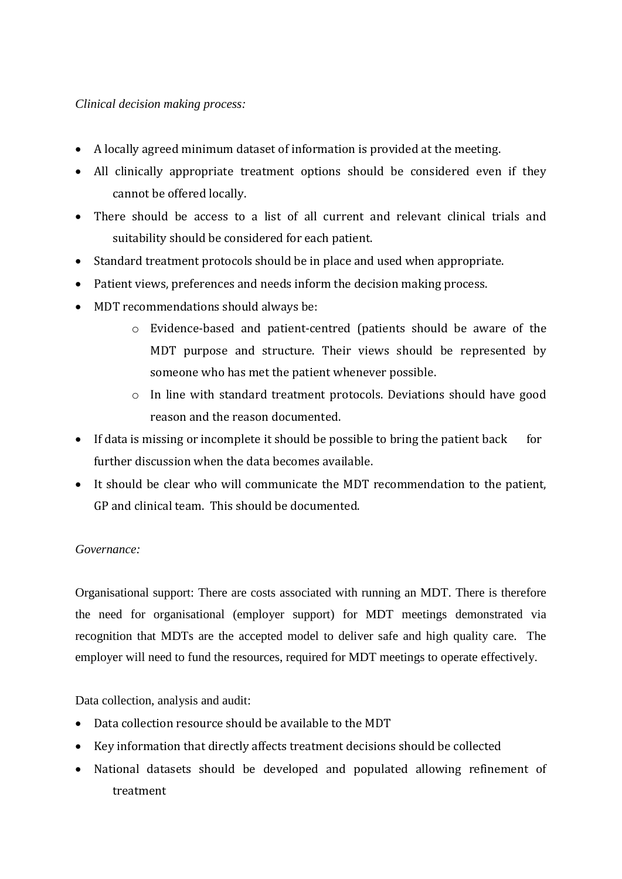*Clinical decision making process:*

- A locally agreed minimum dataset of information is provided at the meeting.
- All clinically appropriate treatment options should be considered even if they cannot be offered locally.
- There should be access to a list of all current and relevant clinical trials and suitability should be considered for each patient.
- Standard treatment protocols should be in place and used when appropriate.
- Patient views, preferences and needs inform the decision making process.
- MDT recommendations should always be:
    - Evidence-based and patient-centred (patients should be aware of the MDT purpose and structure. Their views should be represented by someone who has met the patient whenever possible.
    - In line with standard treatment protocols. Deviations should have good reason and the reason documented.
- If data is missing or incomplete it should be possible to bring the patient back for further discussion when the data becomes available.
- It should be clear who will communicate the MDT recommendation to the patient, GP and clinical team. This should be documented.

*Governance:*

Organisational support: There are costs associated with running an MDT. There is therefore the need for organisational (employer support) for MDT meetings demonstrated via recognition that MDTs are the accepted model to deliver safe and high quality care. The employer will need to fund the resources, required for MDT meetings to operate effectively.

Data collection, analysis and audit:

- Data collection resource should be available to the MDT
- Key information that directly affects treatment decisions should be collected
- National datasets should be developed and populated allowing refinement of treatment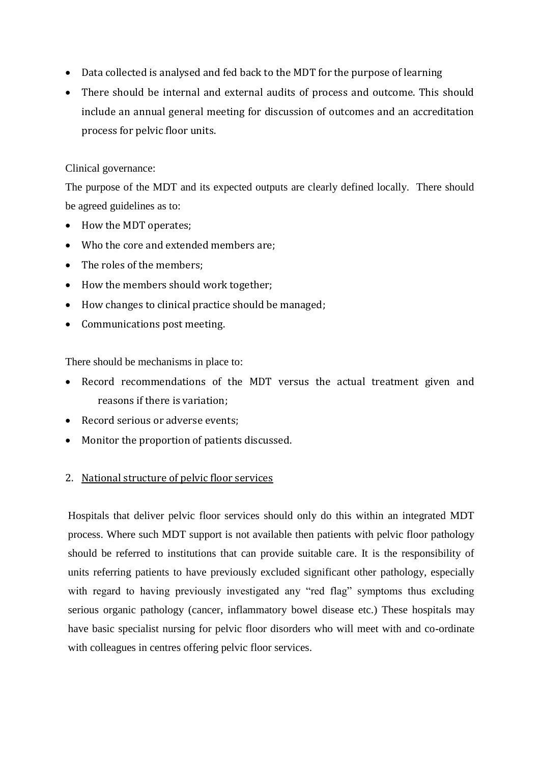- Data collected is analysed and fed back to the MDT for the purpose of learning
- There should be internal and external audits of process and outcome. This should include an annual general meeting for discussion of outcomes and an accreditation process for pelvic floor units.

Clinical governance:

The purpose of the MDT and its expected outputs are clearly defined locally. There should be agreed guidelines as to:

- How the MDT operates;
- Who the core and extended members are;
- The roles of the members;
- How the members should work together;
- How changes to clinical practice should be managed;
- Communications post meeting.

There should be mechanisms in place to:

- Record recommendations of the MDT versus the actual treatment given and reasons if there is variation;
- Record serious or adverse events;
- Monitor the proportion of patients discussed.

2. <u>National structure of pelvic floor services</u>

Hospitals that deliver pelvic floor services should only do this within an integrated MDT process. Where such MDT support is not available then patients with pelvic floor pathology should be referred to institutions that can provide suitable care. It is the responsibility of units referring patients to have previously excluded significant other pathology, especially with regard to having previously investigated any "red flag" symptoms thus excluding serious organic pathology (cancer, inflammatory bowel disease etc.) These hospitals may have basic specialist nursing for pelvic floor disorders who will meet with and co-ordinate with colleagues in centres offering pelvic floor services.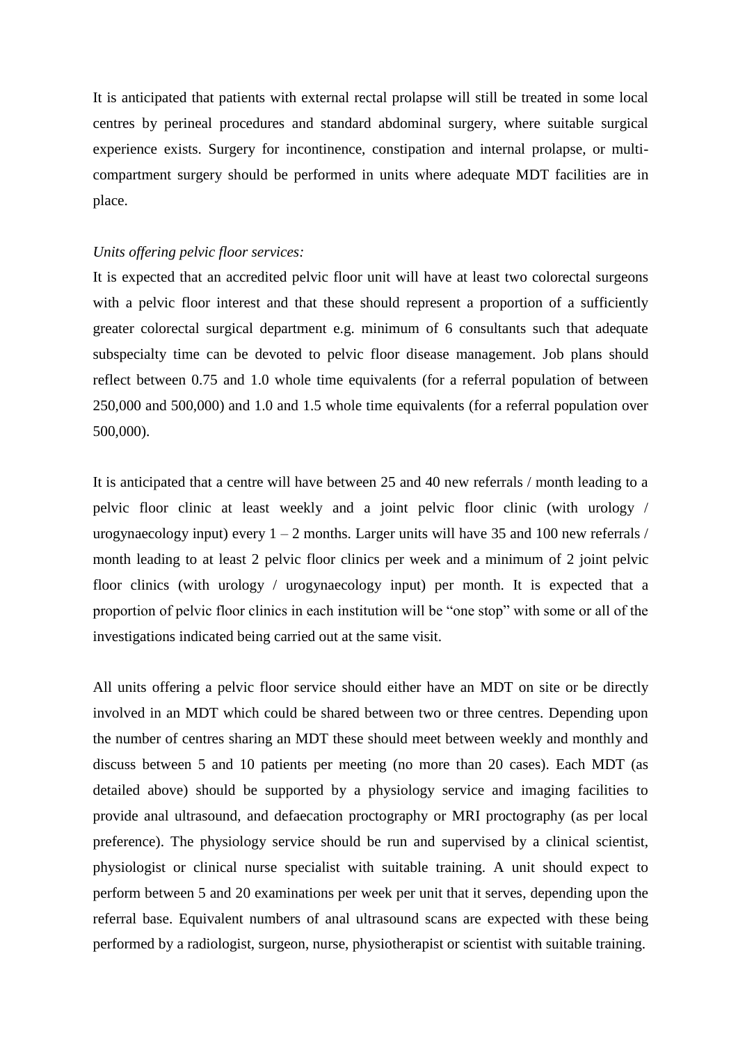It is anticipated that patients with external rectal prolapse will still be treated in some local centres by perineal procedures and standard abdominal surgery, where suitable surgical experience exists. Surgery for incontinence, constipation and internal prolapse, or multi-compartment surgery should be performed in units where adequate MDT facilities are in place.

*Units offering pelvic floor services:*

It is expected that an accredited pelvic floor unit will have at least two colorectal surgeons with a pelvic floor interest and that these should represent a proportion of a sufficiently greater colorectal surgical department e.g. minimum of 6 consultants such that adequate subspecialty time can be devoted to pelvic floor disease management. Job plans should reflect between 0.75 and 1.0 whole time equivalents (for a referral population of between 250,000 and 500,000) and 1.0 and 1.5 whole time equivalents (for a referral population over 500,000).

It is anticipated that a centre will have between 25 and 40 new referrals / month leading to a pelvic floor clinic at least weekly and a joint pelvic floor clinic (with urology / urogynaecology input) every 1 – 2 months. Larger units will have 35 and 100 new referrals / month leading to at least 2 pelvic floor clinics per week and a minimum of 2 joint pelvic floor clinics (with urology / urogynaecology input) per month. It is expected that a proportion of pelvic floor clinics in each institution will be "one stop" with some or all of the investigations indicated being carried out at the same visit.

All units offering a pelvic floor service should either have an MDT on site or be directly involved in an MDT which could be shared between two or three centres. Depending upon the number of centres sharing an MDT these should meet between weekly and monthly and discuss between 5 and 10 patients per meeting (no more than 20 cases). Each MDT (as detailed above) should be supported by a physiology service and imaging facilities to provide anal ultrasound, and defaecation proctography or MRI proctography (as per local preference). The physiology service should be run and supervised by a clinical scientist, physiologist or clinical nurse specialist with suitable training. A unit should expect to perform between 5 and 20 examinations per week per unit that it serves, depending upon the referral base. Equivalent numbers of anal ultrasound scans are expected with these being performed by a radiologist, surgeon, nurse, physiotherapist or scientist with suitable training.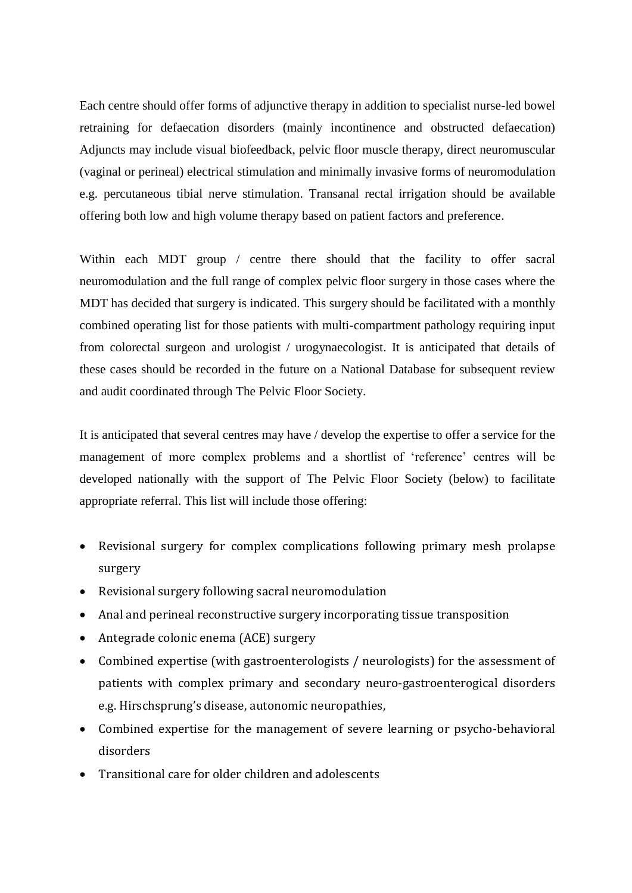Each centre should offer forms of adjunctive therapy in addition to specialist nurse-led bowel retraining for defaecation disorders (mainly incontinence and obstructed defaecation) Adjuncts may include visual biofeedback, pelvic floor muscle therapy, direct neuromuscular (vaginal or perineal) electrical stimulation and minimally invasive forms of neuromodulation e.g. percutaneous tibial nerve stimulation. Transanal rectal irrigation should be available offering both low and high volume therapy based on patient factors and preference.

Within each MDT group / centre there should that the facility to offer sacral neuromodulation and the full range of complex pelvic floor surgery in those cases where the MDT has decided that surgery is indicated. This surgery should be facilitated with a monthly combined operating list for those patients with multi-compartment pathology requiring input from colorectal surgeon and urologist / urogynaecologist. It is anticipated that details of these cases should be recorded in the future on a National Database for subsequent review and audit coordinated through The Pelvic Floor Society.

It is anticipated that several centres may have / develop the expertise to offer a service for the management of more complex problems and a shortlist of 'reference' centres will be developed nationally with the support of The Pelvic Floor Society (below) to facilitate appropriate referral. This list will include those offering:

- Revisional surgery for complex complications following primary mesh prolapse surgery
- Revisional surgery following sacral neuromodulation
- Anal and perineal reconstructive surgery incorporating tissue transposition
- Antegrade colonic enema (ACE) surgery
- Combined expertise (with gastroenterologists / neurologists) for the assessment of patients with complex primary and secondary neuro-gastroenterogical disorders e.g. Hirschsprung's disease, autonomic neuropathies,
- Combined expertise for the management of severe learning or psycho-behavioral disorders
- Transitional care for older children and adolescents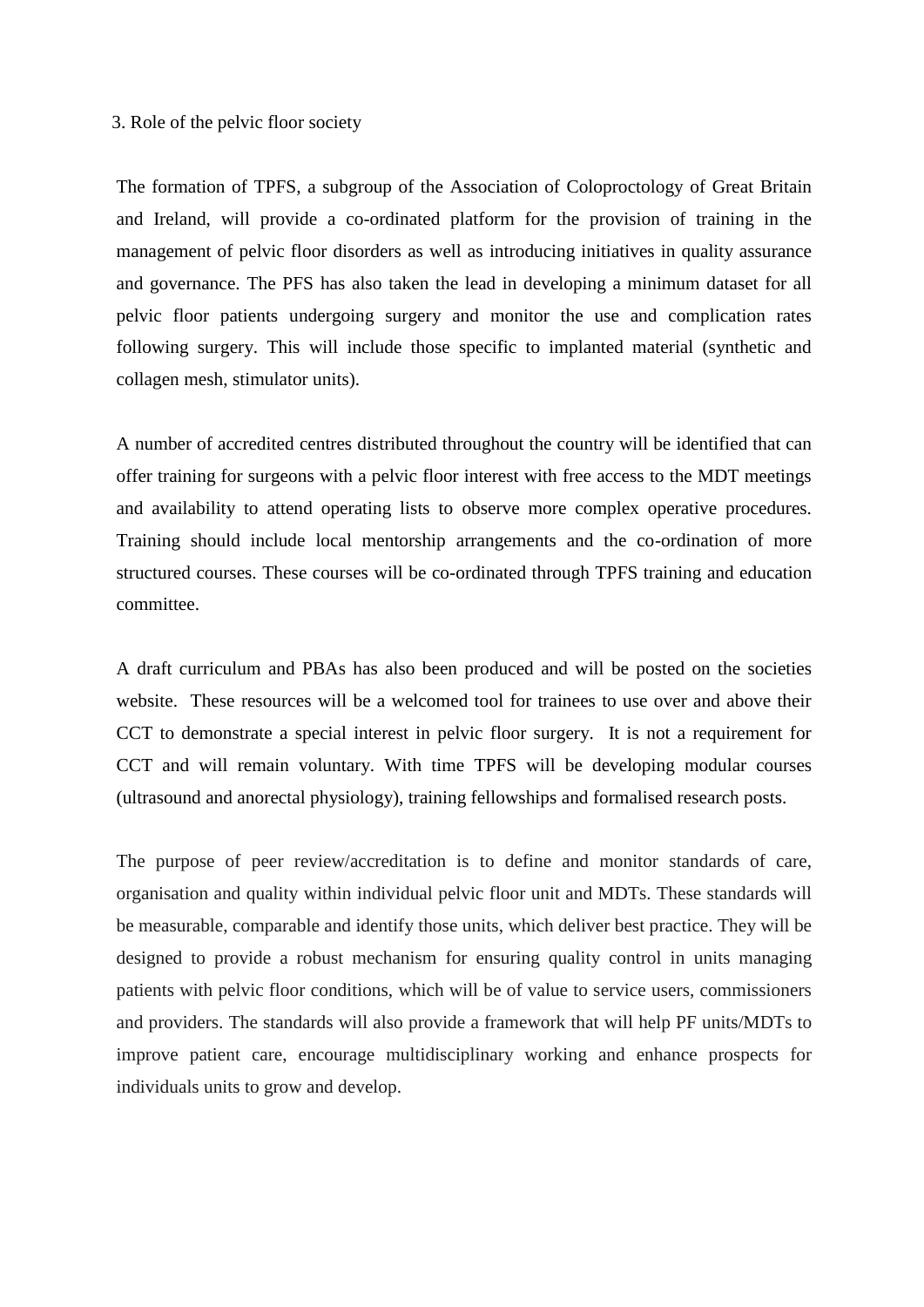## 3. Role of the pelvic floor society

The formation of TPFS, a subgroup of the Association of Coloproctology of Great Britain and Ireland, will provide a co-ordinated platform for the provision of training in the management of pelvic floor disorders as well as introducing initiatives in quality assurance and governance. The PFS has also taken the lead in developing a minimum dataset for all pelvic floor patients undergoing surgery and monitor the use and complication rates following surgery. This will include those specific to implanted material (synthetic and collagen mesh, stimulator units).

A number of accredited centres distributed throughout the country will be identified that can offer training for surgeons with a pelvic floor interest with free access to the MDT meetings and availability to attend operating lists to observe more complex operative procedures. Training should include local mentorship arrangements and the co-ordination of more structured courses. These courses will be co-ordinated through TPFS training and education committee.

A draft curriculum and PBAs has also been produced and will be posted on the societies website. These resources will be a welcomed tool for trainees to use over and above their CCT to demonstrate a special interest in pelvic floor surgery. It is not a requirement for CCT and will remain voluntary. With time TPFS will be developing modular courses (ultrasound and anorectal physiology), training fellowships and formalised research posts.

The purpose of peer review/accreditation is to define and monitor standards of care, organisation and quality within individual pelvic floor unit and MDTs. These standards will be measurable, comparable and identify those units, which deliver best practice. They will be designed to provide a robust mechanism for ensuring quality control in units managing patients with pelvic floor conditions, which will be of value to service users, commissioners and providers. The standards will also provide a framework that will help PF units/MDTs to improve patient care, encourage multidisciplinary working and enhance prospects for individuals units to grow and develop.